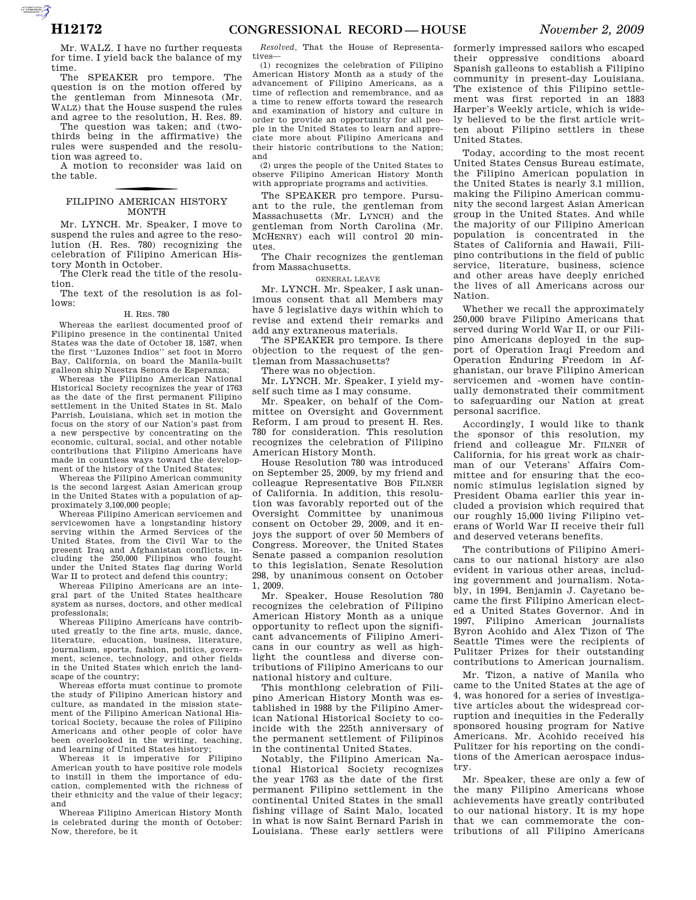Mr. WALZ. I have no further requests for time. I yield back the balance of my time.

The SPEAKER pro tempore. The question is on the motion offered by the gentleman from Minnesota (Mr. WALZ) that the House suspend the rules and agree to the resolution, H. Res. 89.

The question was taken; and (two-thirds being in the affirmative) the rules were suspended and the resolution was agreed to.

A motion to reconsider was laid on the table.

## FILIPINO AMERICAN HISTORY MONTH

Mr. LYNCH. Mr. Speaker, I move to suspend the rules and agree to the resolution (H. Res. 780) recognizing the celebration of Filipino American History Month in October.

The Clerk read the title of the resolution.

The text of the resolution is as follows:

H. RES. 780

Whereas the earliest documented proof of Filipino presence in the continental United States was the date of October 18, 1587, when the first "Luzones Indios" set foot in Morro Bay, California, on board the Manila-built galleon ship Nuestra Senora de Esperanza;

Whereas the Filipino American National Historical Society recognizes the year of 1763 as the date of the first permanent Filipino settlement in the United States in St. Malo Parrish, Louisiana, which set in motion the focus on the story of our Nation's past from a new perspective by concentrating on the economic, cultural, social, and other notable contributions that Filipino Americans have made in countless ways toward the development of the history of the United States;

Whereas the Filipino American community is the second largest Asian American group in the United States with a population of approximately 3,100,000 people;

Whereas Filipino American servicemen and servicewomen have a longstanding history serving within the Armed Services of the United States, from the Civil War to the present Iraq and Afghanistan conflicts, including the 250,000 Filipinos who fought under the United States flag during World War II to protect and defend this country;

Whereas Filipino Americans are an integral part of the United States healthcare system as nurses, doctors, and other medical professionals;

Whereas Filipino Americans have contributed greatly to the fine arts, music, dance, literature, education, business, literature, journalism, sports, fashion, politics, government, science, technology, and other fields in the United States which enrich the landscape of the country;

Whereas efforts must continue to promote the study of Filipino American history and culture, as mandated in the mission statement of the Filipino American National Historical Society, because the roles of Filipino Americans and other people of color have been overlooked in the writing, teaching, and learning of United States history;

Whereas it is imperative for Filipino American youth to have positive role models to instill in them the importance of education, complemented with the richness of their ethnicity and the value of their legacy; and

Whereas Filipino American History Month is celebrated during the month of October: Now, therefore, be it

*Resolved*, That the House of Representatives—

(1) recognizes the celebration of Filipino American History Month as a study of the advancement of Filipino Americans, as a time of reflection and remembrance, and as a time to renew efforts toward the research and examination of history and culture in order to provide an opportunity for all people in the United States to learn and appreciate more about Filipino Americans and their historic contributions to the Nation; and

(2) urges the people of the United States to observe Filipino American History Month with appropriate programs and activities.

The SPEAKER pro tempore. Pursuant to the rule, the gentleman from Massachusetts (Mr. LYNCH) and the gentleman from North Carolina (Mr. MCHENRY) each will control 20 minutes.

The Chair recognizes the gentleman from Massachusetts.

GENERAL LEAVE

Mr. LYNCH. Mr. Speaker, I ask unanimous consent that all Members may have 5 legislative days within which to revise and extend their remarks and add any extraneous materials.

The SPEAKER pro tempore. Is there objection to the request of the gentleman from Massachusetts?

There was no objection.

Mr. LYNCH. Mr. Speaker, I yield myself such time as I may consume.

Mr. Speaker, on behalf of the Committee on Oversight and Government Reform, I am proud to present H. Res. 780 for consideration. This resolution recognizes the celebration of Filipino American History Month.

House Resolution 780 was introduced on September 25, 2009, by my friend and colleague Representative BOB FILNER of California. In addition, this resolution was favorably reported out of the Oversight Committee by unanimous consent on October 29, 2009, and it enjoys the support of over 50 Members of Congress. Moreover, the United States Senate passed a companion resolution to this legislation, Senate Resolution 298, by unanimous consent on October 1, 2009.

Mr. Speaker, House Resolution 780 recognizes the celebration of Filipino American History Month as a unique opportunity to reflect upon the significant advancements of Filipino Americans in our country as well as highlight the countless and diverse contributions of Filipino Americans to our national history and culture.

This monthlong celebration of Filipino American History Month was established in 1988 by the Filipino American National Historical Society to coincide with the 225th anniversary of the permanent settlement of Filipinos in the continental United States.

Notably, the Filipino American National Historical Society recognizes the year 1763 as the date of the first permanent Filipino settlement in the continental United States in the small fishing village of Saint Malo, located in what is now Saint Bernard Parish in Louisiana. These early settlers were formerly impressed sailors who escaped their oppressive conditions aboard Spanish galleons to establish a Filipino community in present-day Louisiana. The existence of this Filipino settlement was first reported in an 1883 Harper's Weekly article, which is widely believed to be the first article written about Filipino settlers in these United States.

Today, according to the most recent United States Census Bureau estimate, the Filipino American population in the United States is nearly 3.1 million, making the Filipino American community the second largest Asian American group in the United States. And while the majority of our Filipino American population is concentrated in the States of California and Hawaii, Filipino contributions in the field of public service, literature, business, science and other areas have deeply enriched the lives of all Americans across our Nation.

Whether we recall the approximately 250,000 brave Filipino Americans that served during World War II, or our Filipino Americans deployed in the support of Operation Iraqi Freedom and Operation Enduring Freedom in Afghanistan, our brave Filipino American servicemen and -women have continually demonstrated their commitment to safeguarding our Nation at great personal sacrifice.

Accordingly, I would like to thank the sponsor of this resolution, my friend and colleague Mr. FILNER of California, for his great work as chairman of our Veterans' Affairs Committee and for ensuring that the economic stimulus legislation signed by President Obama earlier this year included a provision which required that our roughly 15,000 living Filipino veterans of World War II receive their full and deserved veterans benefits.

The contributions of Filipino Americans to our national history are also evident in various other areas, including government and journalism. Notably, in 1994, Benjamin J. Cayetano became the first Filipino American elected a United States Governor. And in 1997, Filipino American journalists Byron Acohido and Alex Tizon of The Seattle Times were the recipients of Pulitzer Prizes for their outstanding contributions to American journalism.

Mr. Tizon, a native of Manila who came to the United States at the age of 4, was honored for a series of investigative articles about the widespread corruption and inequities in the Federally sponsored housing program for Native Americans. Mr. Acohido received his Pulitzer for his reporting on the conditions of the American aerospace industry.

Mr. Speaker, these are only a few of the many Filipino Americans whose achievements have greatly contributed to our national history. It is my hope that we can commemorate the contributions of all Filipino Americans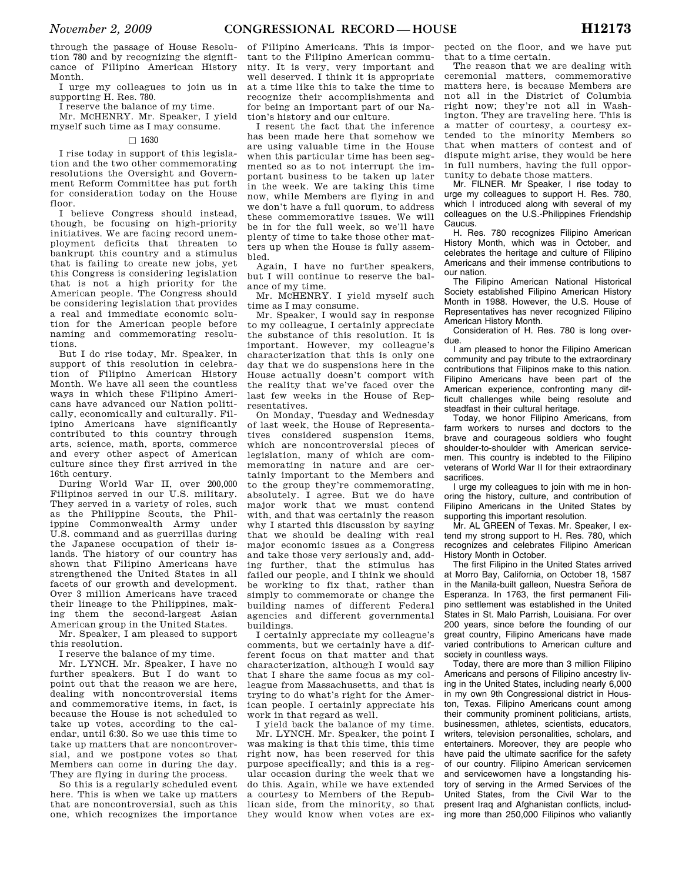through the passage of House Resolution 780 and by recognizing the significance of Filipino American History Month.

I urge my colleagues to join us in supporting H. Res. 780.

I reserve the balance of my time.

Mr. McHENRY. Mr. Speaker, I yield myself such time as I may consume.

□ 1630

I rise today in support of this legislation and the two other commemorating resolutions the Oversight and Government Reform Committee has put forth for consideration today on the House floor.

I believe Congress should instead, though, be focusing on high-priority initiatives. We are facing record unemployment deficits that threaten to bankrupt this country and a stimulus that is failing to create new jobs, yet this Congress is considering legislation that is not a high priority for the American people. The Congress should be considering legislation that provides a real and immediate economic solution for the American people before naming and commemorating resolutions.

But I do rise today, Mr. Speaker, in support of this resolution in celebration of Filipino American History Month. We have all seen the countless ways in which these Filipino Americans have advanced our Nation politically, economically and culturally. Filipino Americans have significantly contributed to this country through arts, science, math, sports, commerce and every other aspect of American culture since they first arrived in the 16th century.

During World War II, over 200,000 Filipinos served in our U.S. military. They served in a variety of roles, such as the Philippine Scouts, the Philippine Commonwealth Army under U.S. command and as guerrillas during the Japanese occupation of their islands. The history of our country has shown that Filipino Americans have strengthened the United States in all facets of our growth and development. Over 3 million Americans have traced their lineage to the Philippines, making them the second-largest Asian American group in the United States.

Mr. Speaker, I am pleased to support this resolution.

I reserve the balance of my time.

Mr. LYNCH. Mr. Speaker, I have no further speakers. But I do want to point out that the reason we are here, dealing with noncontroversial items and commemorative items, in fact, is because the House is not scheduled to take up votes, according to the calendar, until 6:30. So we use this time to take up matters that are noncontroversial, and we postpone votes so that Members can come in during the day. They are flying in during the process.

So this is a regularly scheduled event here. This is when we take up matters that are noncontroversial, such as this one, which recognizes the importance of Filipino Americans. This is important to the Filipino American community. It is very, very important and well deserved. I think it is appropriate at a time like this to take the time to recognize their accomplishments and for being an important part of our Nation's history and our culture.

I resent the fact that the inference has been made here that somehow we are using valuable time in the House when this particular time has been segmented so as to not interrupt the important business to be taken up later in the week. We are taking this time now, while Members are flying in and we don't have a full quorum, to address these commemorative issues. We will be in for the full week, so we'll have plenty of time to take those other matters up when the House is fully assembled.

Again, I have no further speakers, but I will continue to reserve the balance of my time.

Mr. McHENRY. I yield myself such time as I may consume.

Mr. Speaker, I would say in response to my colleague, I certainly appreciate the substance of this resolution. It is important. However, my colleague's characterization that this is only one day that we do suspensions here in the House actually doesn't comport with the reality that we've faced over the last few weeks in the House of Representatives.

On Monday, Tuesday and Wednesday of last week, the House of Representatives considered suspension items, which are noncontroversial pieces of legislation, many of which are commemorating in nature and are certainly important to the Members and to the group they're commemorating, absolutely. I agree. But we do have major work that we must contend with, and that was certainly the reason why I started this discussion by saying that we should be dealing with real major economic issues as a Congress and take those very seriously and, adding further, that the stimulus has failed our people, and I think we should be working to fix that, rather than simply to commemorate or change the building names of different Federal agencies and different governmental buildings.

I certainly appreciate my colleague's comments, but we certainly have a different focus on that matter and that characterization, although I would say that I share the same focus as my colleague from Massachusetts, and that is trying to do what's right for the American people. I certainly appreciate his work in that regard as well.

I yield back the balance of my time.

Mr. LYNCH. Mr. Speaker, the point I was making is that this time, this time right now, has been reserved for this purpose specifically; and this is a regular occasion during the week that we do this. Again, while we have extended a courtesy to Members of the Republican side, from the minority, so that they would know when votes are expected on the floor, and we have put that to a time certain.

The reason that we are dealing with ceremonial matters, commemorative matters here, is because Members are not all in the District of Columbia right now; they're not all in Washington. They are traveling here. This is a matter of courtesy, a courtesy extended to the minority Members so that when matters of contest and of dispute might arise, they would be here in full numbers, having the full opportunity to debate those matters.

Mr. FILNER. Mr Speaker, I rise today to urge my colleagues to support H. Res. 780, which I introduced along with several of my colleagues on the U.S.-Philippines Friendship Caucus.

H. Res. 780 recognizes Filipino American History Month, which was in October, and celebrates the heritage and culture of Filipino Americans and their immense contributions to our nation.

The Filipino American National Historical Society established Filipino American History Month in 1988. However, the U.S. House of Representatives has never recognized Filipino American History Month.

Consideration of H. Res. 780 is long overdue.

I am pleased to honor the Filipino American community and pay tribute to the extraordinary contributions that Filipinos make to this nation. Filipino Americans have been part of the American experience, confronting many difficult challenges while being resolute and steadfast in their cultural heritage.

Today, we honor Filipino Americans, from farm workers to nurses and doctors to the brave and courageous soldiers who fought shoulder-to-shoulder with American servicemen. This country is indebted to the Filipino veterans of World War II for their extraordinary sacrifices.

I urge my colleagues to join with me in honoring the history, culture, and contribution of Filipino Americans in the United States by supporting this important resolution.

Mr. AL GREEN of Texas. Mr. Speaker, I extend my strong support to H. Res. 780, which recognizes and celebrates Filipino American History Month in October.

The first Filipino in the United States arrived at Morro Bay, California, on October 18, 1587 in the Manila-built galleon, Nuestra Señora de Esperanza. In 1763, the first permanent Filipino settlement was established in the United States in St. Malo Parrish, Louisiana. For over 200 years, since before the founding of our great country, Filipino Americans have made varied contributions to American culture and society in countless ways.

Today, there are more than 3 million Filipino Americans and persons of Filipino ancestry living in the United States, including nearly 6,000 in my own 9th Congressional district in Houston, Texas. Filipino Americans count among their community prominent politicians, artists, businessmen, athletes, scientists, educators, writers, television personalities, scholars, and entertainers. Moreover, they are people who have paid the ultimate sacrifice for the safety of our country. Filipino American servicemen and servicewomen have a longstanding history of serving in the Armed Services of the United States, from the Civil War to the present Iraq and Afghanistan conflicts, including more than 250,000 Filipinos who valiantly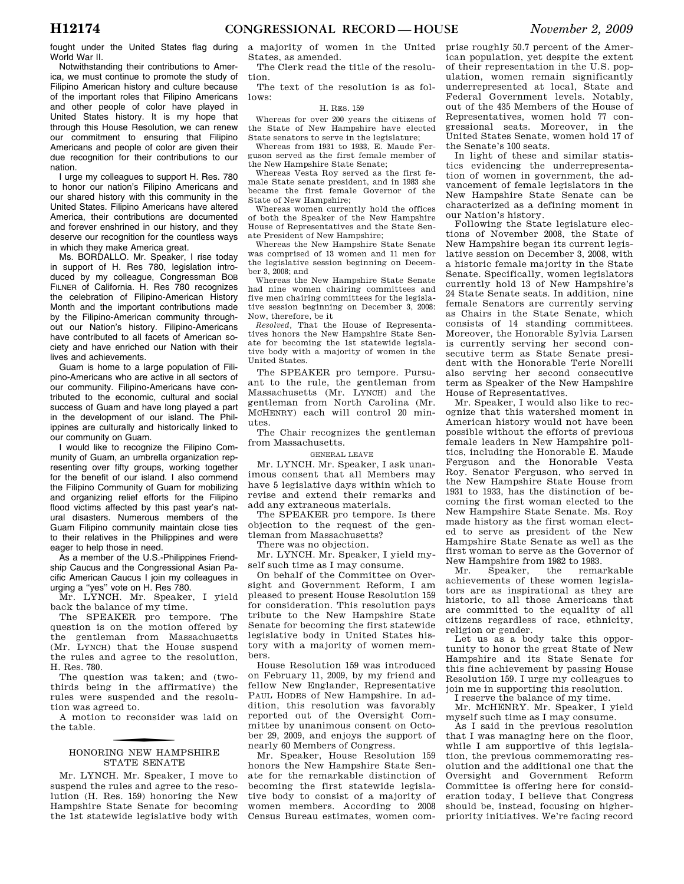fought under the United States flag during World War II.

Notwithstanding their contributions to America, we must continue to promote the study of Filipino American history and culture because of the important roles that Filipino Americans and other people of color have played in United States history. It is my hope that through this House Resolution, we can renew our commitment to ensuring that Filipino Americans and people of color are given their due recognition for their contributions to our nation.

I urge my colleagues to support H. Res. 780 to honor our nation's Filipino Americans and our shared history with this community in the United States. Filipino Americans have altered America, their contributions are documented and forever enshrined in our history, and they deserve our recognition for the countless ways in which they make America great.

Ms. BORDALLO. Mr. Speaker, I rise today in support of H. Res 780, legislation introduced by my colleague, Congressman BOB FILNER of California. H. Res 780 recognizes the celebration of Filipino-American History Month and the important contributions made by the Filipino-American community throughout our Nation's history. Filipino-Americans have contributed to all facets of American society and have enriched our Nation with their lives and achievements.

Guam is home to a large population of Filipino-Americans who are active in all sectors of our community. Filipino-Americans have contributed to the economic, cultural and social success of Guam and have long played a part in the development of our island. The Philippines are culturally and historically linked to our community on Guam.

I would like to recognize the Filipino Community of Guam, an umbrella organization representing over fifty groups, working together for the benefit of our island. I also commend the Filipino Community of Guam for mobilizing and organizing relief efforts for the Filipino flood victims affected by this past year's natural disasters. Numerous members of the Guam Filipino community maintain close ties to their relatives in the Philippines and were eager to help those in need.

As a member of the U.S.-Philippines Friendship Caucus and the Congressional Asian Pacific American Caucus I join my colleagues in urging a "yes" vote on H. Res 780.

Mr. LYNCH. Mr. Speaker, I yield back the balance of my time.

The SPEAKER pro tempore. The question is on the motion offered by the gentleman from Massachusetts (Mr. LYNCH) that the House suspend the rules and agree to the resolution, H. Res. 780.

The question was taken; and (two-thirds being in the affirmative) the rules were suspended and the resolution was agreed to.

A motion to reconsider was laid on the table.

## HONORING NEW HAMPSHIRE STATE SENATE

Mr. LYNCH. Mr. Speaker, I move to suspend the rules and agree to the resolution (H. Res. 159) honoring the New Hampshire State Senate for becoming the 1st statewide legislative body with a majority of women in the United States, as amended.

The Clerk read the title of the resolution.

The text of the resolution is as follows:

H. RES. 159

Whereas for over 200 years the citizens of the State of New Hampshire have elected State senators to serve in the legislature;

Whereas from 1931 to 1933, E. Maude Ferguson served as the first female member of the New Hampshire State Senate;

Whereas Vesta Roy served as the first female State senate president, and in 1983 she became the first female Governor of the State of New Hampshire;

Whereas women currently hold the offices of both the Speaker of the New Hampshire House of Representatives and the State Senate President of New Hampshire;

Whereas the New Hampshire State Senate was comprised of 13 women and 11 men for the legislative session beginning on December 3, 2008; and

Whereas the New Hampshire State Senate had nine women chairing committees and five men chairing committees for the legislative session beginning on December 3, 2008: Now, therefore, be it

*Resolved*, That the House of Representatives honors the New Hampshire State Senate for becoming the 1st statewide legislative body with a majority of women in the United States.

The SPEAKER pro tempore. Pursuant to the rule, the gentleman from Massachusetts (Mr. LYNCH) and the gentleman from North Carolina (Mr. MCHENRY) each will control 20 minutes.

The Chair recognizes the gentleman from Massachusetts.

GENERAL LEAVE

Mr. LYNCH. Mr. Speaker, I ask unanimous consent that all Members may have 5 legislative days within which to revise and extend their remarks and add any extraneous materials.

The SPEAKER pro tempore. Is there objection to the request of the gentleman from Massachusetts?

There was no objection.

Mr. LYNCH. Mr. Speaker, I yield myself such time as I may consume.

On behalf of the Committee on Oversight and Government Reform, I am pleased to present House Resolution 159 for consideration. This resolution pays tribute to the New Hampshire State Senate for becoming the first statewide legislative body in United States history with a majority of women members.

House Resolution 159 was introduced on February 11, 2009, by my friend and fellow New Englander, Representative PAUL HODES of New Hampshire. In addition, this resolution was favorably reported out of the Oversight Committee by unanimous consent on October 29, 2009, and enjoys the support of nearly 60 Members of Congress.

Mr. Speaker, House Resolution 159 honors the New Hampshire State Senate for the remarkable distinction of becoming the first statewide legislative body to consist of a majority of women members. According to 2008 Census Bureau estimates, women comprise roughly 50.7 percent of the American population, yet despite the extent of their representation in the U.S. population, women remain significantly underrepresented at local, State and Federal Government levels. Notably, out of the 435 Members of the House of Representatives, women hold 77 congressional seats. Moreover, in the United States Senate, women hold 17 of the Senate's 100 seats.

In light of these and similar statistics evidencing the underrepresentation of women in government, the advancement of female legislators in the New Hampshire State Senate can be characterized as a defining moment in our Nation's history.

Following the State legislature elections of November 2008, the State of New Hampshire began its current legislative session on December 3, 2008, with a historic female majority in the State Senate. Specifically, women legislators currently hold 13 of New Hampshire's 24 State Senate seats. In addition, nine female Senators are currently serving as Chairs in the State Senate, which consists of 14 standing committees. Moreover, the Honorable Sylvia Larsen is currently serving her second consecutive term as State Senate president with the Honorable Terie Norelli also serving her second consecutive term as Speaker of the New Hampshire House of Representatives.

Mr. Speaker, I would also like to recognize that this watershed moment in American history would not have been possible without the efforts of previous female leaders in New Hampshire politics, including the Honorable E. Maude Ferguson and the Honorable Vesta Roy. Senator Ferguson, who served in the New Hampshire State House from 1931 to 1933, has the distinction of becoming the first woman elected to the New Hampshire State Senate. Ms. Roy made history as the first woman elected to serve as president of the New Hampshire State Senate as well as the first woman to serve as the Governor of New Hampshire from 1982 to 1983.

Mr. Speaker, the remarkable achievements of these women legislators are as inspirational as they are historic, to all those Americans that are committed to the equality of all citizens regardless of race, ethnicity, religion or gender.

Let us as a body take this opportunity to honor the great State of New Hampshire and its State Senate for this fine achievement by passing House Resolution 159. I urge my colleagues to join me in supporting this resolution.

I reserve the balance of my time.

Mr. MCHENRY. Mr. Speaker, I yield myself such time as I may consume.

As I said in the previous resolution that I was managing here on the floor, while I am supportive of this legislation, the previous commemorating resolution and the additional one that the Oversight and Government Reform Committee is offering here for consideration today, I believe that Congress should be, instead, focusing on higher-priority initiatives. We're facing record